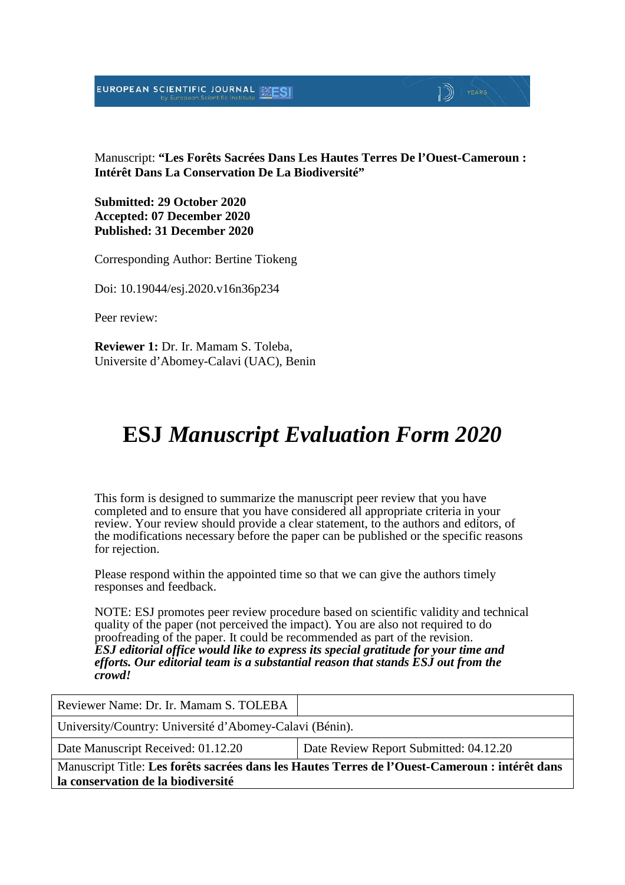Manuscript: **"Les Forêts Sacrées Dans Les Hautes Terres De l'Ouest-Cameroun : Intérêt Dans La Conservation De La Biodiversité"**

**Submitted: 29 October 2020**
**Accepted: 07 December 2020**
**Published: 31 December 2020**

Corresponding Author: Bertine Tiokeng

Doi: 10.19044/esj.2020.v16n36p234

Peer review:

**Reviewer 1:** Dr. Ir. Mamam S. Toleba,
Universite d'Abomey-Calavi (UAC), Benin

# ESJ *Manuscript Evaluation Form 2020*

This form is designed to summarize the manuscript peer review that you have completed and to ensure that you have considered all appropriate criteria in your review. Your review should provide a clear statement, to the authors and editors, of the modifications necessary before the paper can be published or the specific reasons for rejection.

Please respond within the appointed time so that we can give the authors timely responses and feedback.

NOTE: ESJ promotes peer review procedure based on scientific validity and technical quality of the paper (not perceived the impact). You are also not required to do proofreading of the paper. It could be recommended as part of the revision.
***ESJ editorial office would like to express its special gratitude for your time and efforts. Our editorial team is a substantial reason that stands ESJ out from the crowd!***

| Reviewer Name: Dr. Ir. Mamam S. TOLEBA | |
|---|---|
| University/Country: Université d'Abomey-Calavi (Bénin). | |
| Date Manuscript Received: 01.12.20 | Date Review Report Submitted: 04.12.20 |
| Manuscript Title: **Les forêts sacrées dans les Hautes Terres de l'Ouest-Cameroun : intérêt dans la conservation de la biodiversité** | |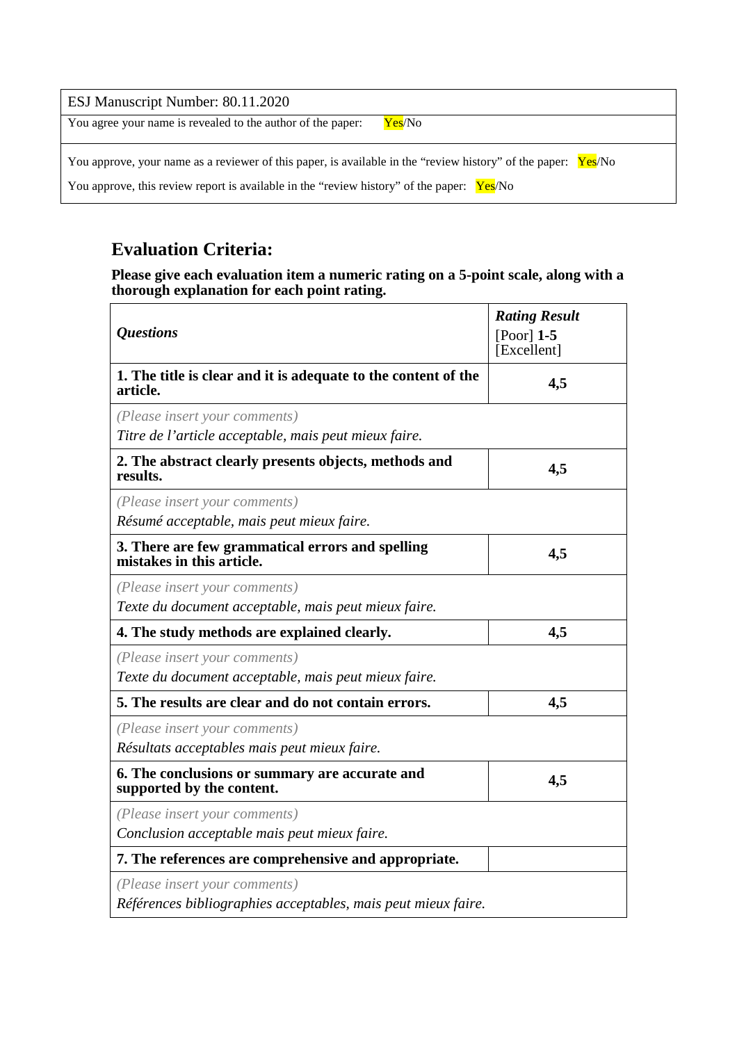| ESJ Manuscript Number: 80.11.2020 |
|---|
| You agree your name is revealed to the author of the paper: Yes/No |
| You approve, your name as a reviewer of this paper, is available in the "review history" of the paper: Yes/No<br>You approve, this review report is available in the "review history" of the paper: Yes/No |

## Evaluation Criteria:

**Please give each evaluation item a numeric rating on a 5-point scale, along with a thorough explanation for each point rating.**

| ***Questions*** | ***Rating Result*** [Poor] **1-5** [Excellent] |
|---|---|
| **1. The title is clear and it is adequate to the content of the article.** | **4,5** |
| *(Please insert your comments)* *Titre de l'article acceptable, mais peut mieux faire.* | |
| **2. The abstract clearly presents objects, methods and results.** | **4,5** |
| *(Please insert your comments)* *Résumé acceptable, mais peut mieux faire.* | |
| **3. There are few grammatical errors and spelling mistakes in this article.** | **4,5** |
| *(Please insert your comments)* *Texte du document acceptable, mais peut mieux faire.* | |
| **4. The study methods are explained clearly.** | **4,5** |
| *(Please insert your comments)* *Texte du document acceptable, mais peut mieux faire.* | |
| **5. The results are clear and do not contain errors.** | **4,5** |
| *(Please insert your comments)* *Résultats acceptables mais peut mieux faire.* | |
| **6. The conclusions or summary are accurate and supported by the content.** | **4,5** |
| *(Please insert your comments)* *Conclusion acceptable mais peut mieux faire.* | |
| **7. The references are comprehensive and appropriate.** | |
| *(Please insert your comments)* *Références bibliographies acceptables, mais peut mieux faire.* | |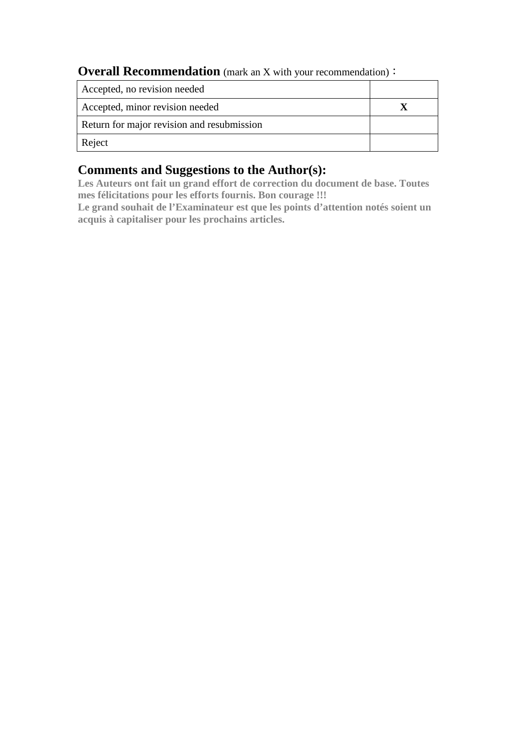**Overall Recommendation** (mark an X with your recommendation)：

| | |
|---|---|
| Accepted, no revision needed | |
| Accepted, minor revision needed | **X** |
| Return for major revision and resubmission | |
| Reject | |

**Comments and Suggestions to the Author(s):**

**Les Auteurs ont fait un grand effort de correction du document de base. Toutes mes félicitations pour les efforts fournis. Bon courage !!!**
**Le grand souhait de l'Examinateur est que les points d'attention notés soient un acquis à capitaliser pour les prochains articles.**